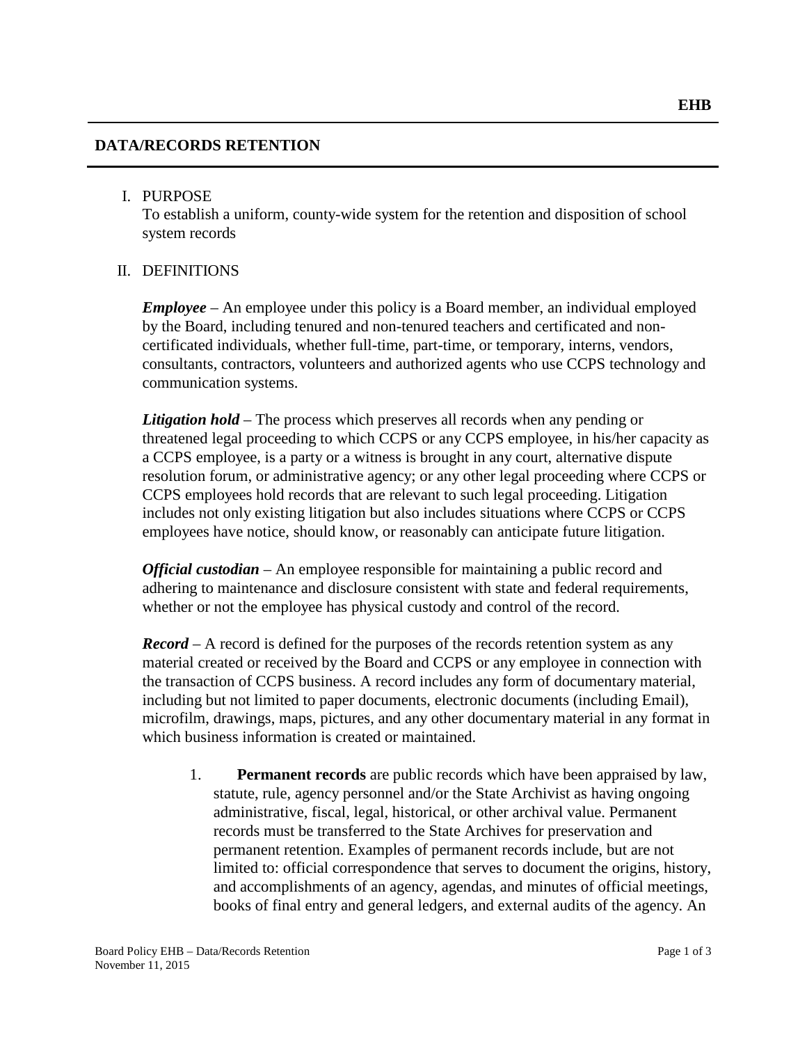EHB

# DATA/RECORDS RETENTION

I. PURPOSE

To establish a uniform, county-wide system for the retention and disposition of school system records

II. DEFINITIONS

***Employee*** – An employee under this policy is a Board member, an individual employed by the Board, including tenured and non-tenured teachers and certificated and non-certificated individuals, whether full-time, part-time, or temporary, interns, vendors, consultants, contractors, volunteers and authorized agents who use CCPS technology and communication systems.

***Litigation hold*** – The process which preserves all records when any pending or threatened legal proceeding to which CCPS or any CCPS employee, in his/her capacity as a CCPS employee, is a party or a witness is brought in any court, alternative dispute resolution forum, or administrative agency; or any other legal proceeding where CCPS or CCPS employees hold records that are relevant to such legal proceeding. Litigation includes not only existing litigation but also includes situations where CCPS or CCPS employees have notice, should know, or reasonably can anticipate future litigation.

***Official custodian*** – An employee responsible for maintaining a public record and adhering to maintenance and disclosure consistent with state and federal requirements, whether or not the employee has physical custody and control of the record.

***Record*** – A record is defined for the purposes of the records retention system as any material created or received by the Board and CCPS or any employee in connection with the transaction of CCPS business. A record includes any form of documentary material, including but not limited to paper documents, electronic documents (including Email), microfilm, drawings, maps, pictures, and any other documentary material in any format in which business information is created or maintained.

1. **Permanent records** are public records which have been appraised by law, statute, rule, agency personnel and/or the State Archivist as having ongoing administrative, fiscal, legal, historical, or other archival value. Permanent records must be transferred to the State Archives for preservation and permanent retention. Examples of permanent records include, but are not limited to: official correspondence that serves to document the origins, history, and accomplishments of an agency, agendas, and minutes of official meetings, books of final entry and general ledgers, and external audits of the agency. An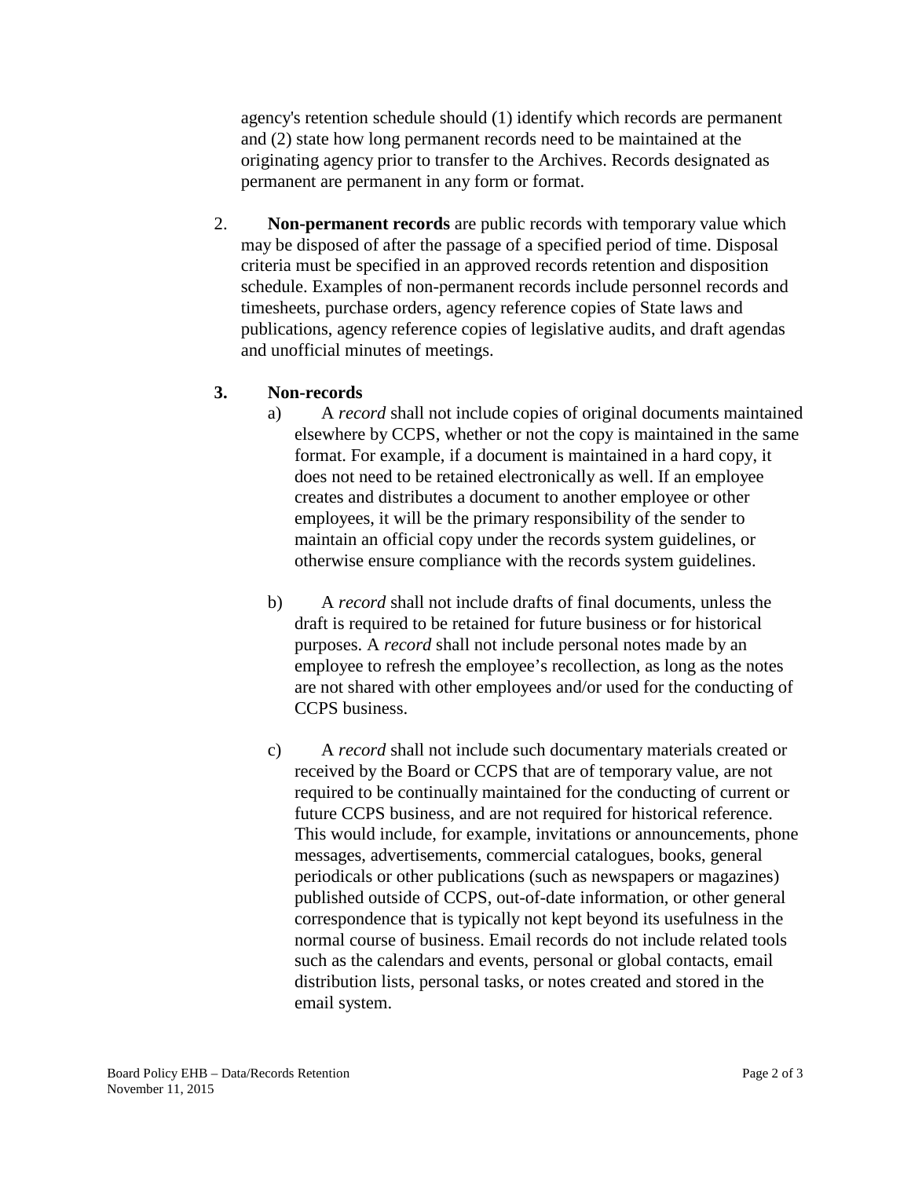agency's retention schedule should (1) identify which records are permanent and (2) state how long permanent records need to be maintained at the originating agency prior to transfer to the Archives. Records designated as permanent are permanent in any form or format.

2. **Non-permanent records** are public records with temporary value which may be disposed of after the passage of a specified period of time. Disposal criteria must be specified in an approved records retention and disposition schedule. Examples of non-permanent records include personnel records and timesheets, purchase orders, agency reference copies of State laws and publications, agency reference copies of legislative audits, and draft agendas and unofficial minutes of meetings.

3. **Non-records**

   a) A *record* shall not include copies of original documents maintained elsewhere by CCPS, whether or not the copy is maintained in the same format. For example, if a document is maintained in a hard copy, it does not need to be retained electronically as well. If an employee creates and distributes a document to another employee or other employees, it will be the primary responsibility of the sender to maintain an official copy under the records system guidelines, or otherwise ensure compliance with the records system guidelines.

   b) A *record* shall not include drafts of final documents, unless the draft is required to be retained for future business or for historical purposes. A *record* shall not include personal notes made by an employee to refresh the employee's recollection, as long as the notes are not shared with other employees and/or used for the conducting of CCPS business.

   c) A *record* shall not include such documentary materials created or received by the Board or CCPS that are of temporary value, are not required to be continually maintained for the conducting of current or future CCPS business, and are not required for historical reference. This would include, for example, invitations or announcements, phone messages, advertisements, commercial catalogues, books, general periodicals or other publications (such as newspapers or magazines) published outside of CCPS, out-of-date information, or other general correspondence that is typically not kept beyond its usefulness in the normal course of business. Email records do not include related tools such as the calendars and events, personal or global contacts, email distribution lists, personal tasks, or notes created and stored in the email system.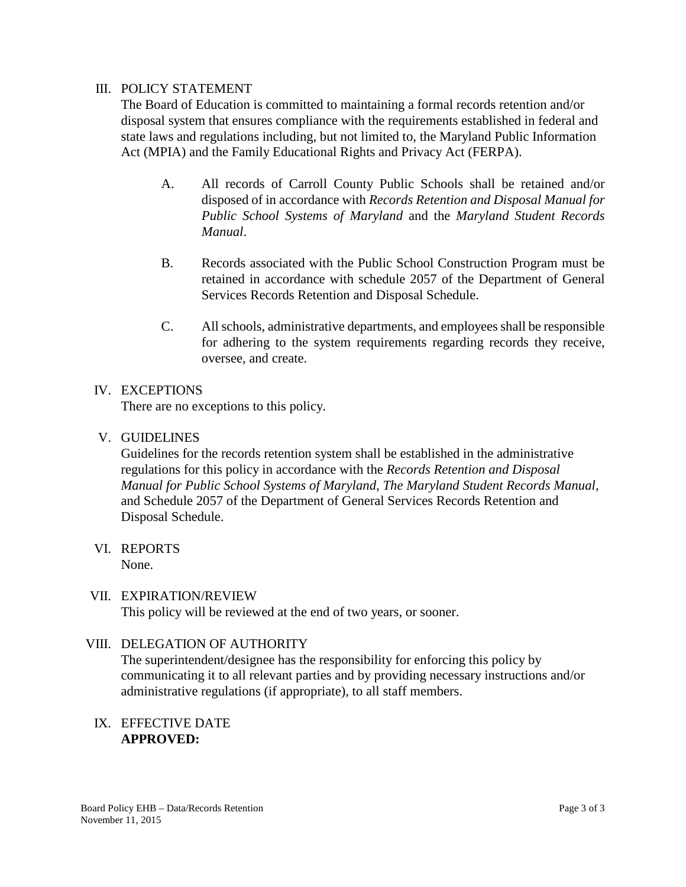III. POLICY STATEMENT

The Board of Education is committed to maintaining a formal records retention and/or disposal system that ensures compliance with the requirements established in federal and state laws and regulations including, but not limited to, the Maryland Public Information Act (MPIA) and the Family Educational Rights and Privacy Act (FERPA).

A. All records of Carroll County Public Schools shall be retained and/or disposed of in accordance with *Records Retention and Disposal Manual for Public School Systems of Maryland* and the *Maryland Student Records Manual*.

B. Records associated with the Public School Construction Program must be retained in accordance with schedule 2057 of the Department of General Services Records Retention and Disposal Schedule.

C. All schools, administrative departments, and employees shall be responsible for adhering to the system requirements regarding records they receive, oversee, and create.

IV. EXCEPTIONS

There are no exceptions to this policy.

V. GUIDELINES

Guidelines for the records retention system shall be established in the administrative regulations for this policy in accordance with the *Records Retention and Disposal Manual for Public School Systems of Maryland, The Maryland Student Records Manual*, and Schedule 2057 of the Department of General Services Records Retention and Disposal Schedule.

VI. REPORTS

None.

VII. EXPIRATION/REVIEW

This policy will be reviewed at the end of two years, or sooner.

VIII. DELEGATION OF AUTHORITY

The superintendent/designee has the responsibility for enforcing this policy by communicating it to all relevant parties and by providing necessary instructions and/or administrative regulations (if appropriate), to all staff members.

IX. EFFECTIVE DATE

**APPROVED:**

Board Policy EHB – Data/Records Retention
November 11, 2015